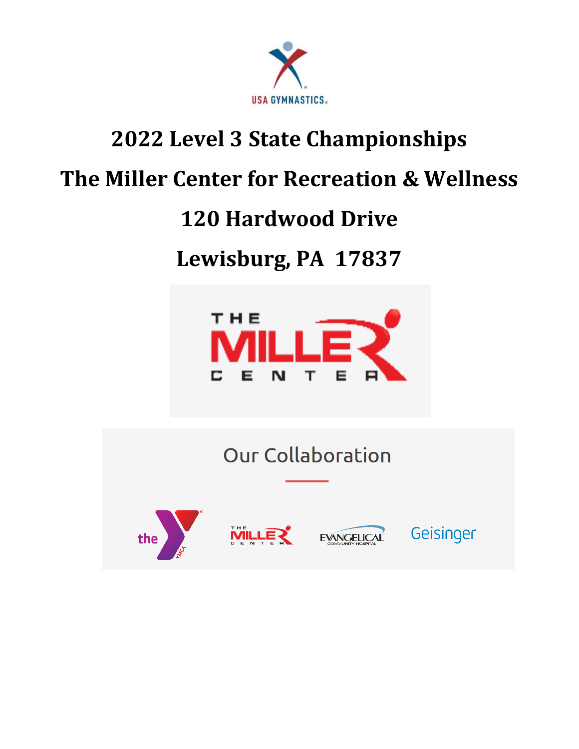USA GYMNASTICS

# 2022 Level 3 State Championships

# The Miller Center for Recreation & Wellness

# 120 Hardwood Drive

# Lewisburg, PA 17837

THE MILLER CENTER

Our Collaboration

the YMCA   THE MILLER CENTER   EVANGELICAL COMMUNITY HOSPITAL   Geisinger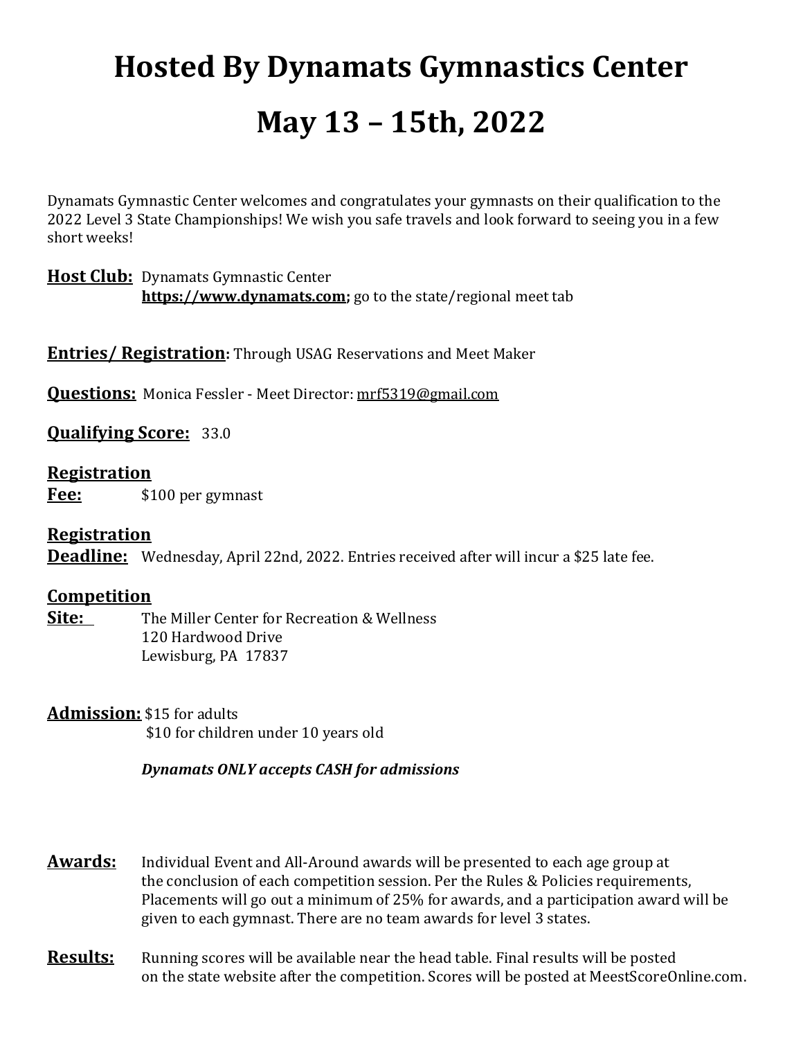# Hosted By Dynamats Gymnastics Center

# May 13 – 15th, 2022

Dynamats Gymnastic Center welcomes and congratulates your gymnasts on their qualification to the 2022 Level 3 State Championships! We wish you safe travels and look forward to seeing you in a few short weeks!

**Host Club:** Dynamats Gymnastic Center
**https://www.dynamats.com;** go to the state/regional meet tab

**Entries/ Registration:** Through USAG Reservations and Meet Maker

**Questions:** Monica Fessler - Meet Director: mrf5319@gmail.com

**Qualifying Score:** 33.0

**Registration Fee:** $100 per gymnast

**Registration Deadline:** Wednesday, April 22nd, 2022. Entries received after will incur a $25 late fee.

**Competition Site:** The Miller Center for Recreation & Wellness
120 Hardwood Drive
Lewisburg, PA 17837

**Admission:** $15 for adults
$10 for children under 10 years old

***Dynamats ONLY accepts CASH for admissions***

**Awards:** Individual Event and All-Around awards will be presented to each age group at the conclusion of each competition session. Per the Rules & Policies requirements, Placements will go out a minimum of 25% for awards, and a participation award will be given to each gymnast. There are no team awards for level 3 states.

**Results:** Running scores will be available near the head table. Final results will be posted on the state website after the competition. Scores will be posted at MeestScoreOnline.com.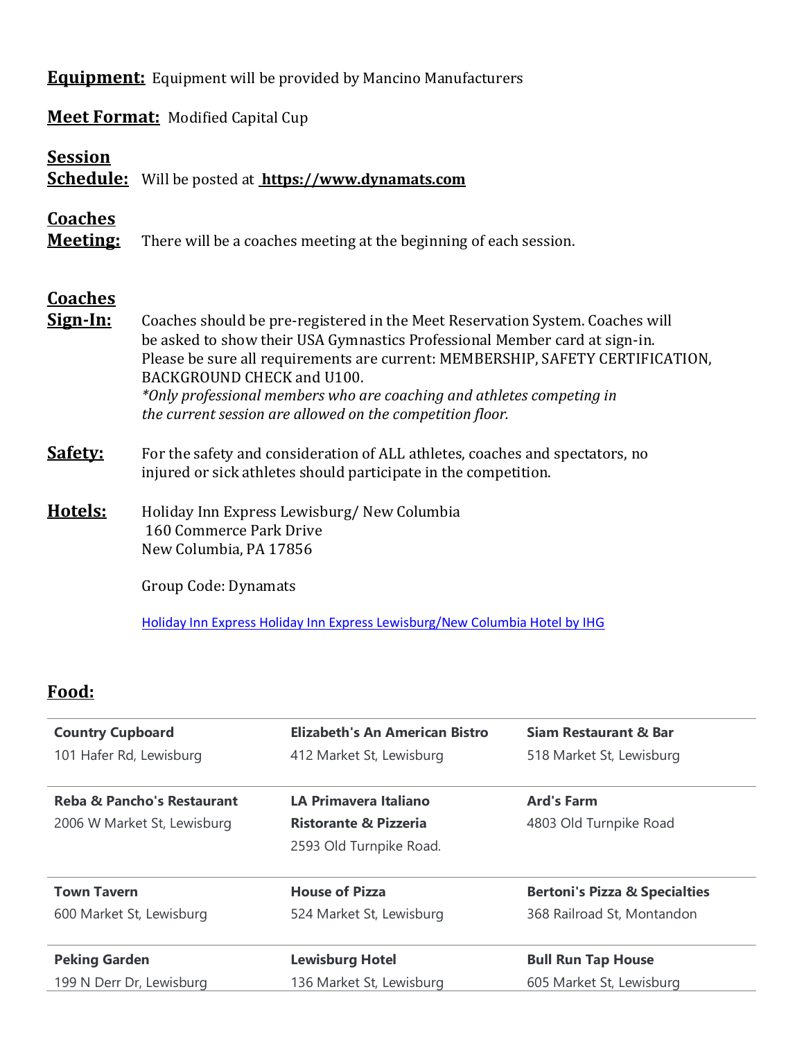**Equipment:** Equipment will be provided by Mancino Manufacturers

**Meet Format:** Modified Capital Cup

**Session Schedule:** Will be posted at **https://www.dynamats.com**

**Coaches Meeting:** There will be a coaches meeting at the beginning of each session.

**Coaches Sign-In:** Coaches should be pre-registered in the Meet Reservation System. Coaches will be asked to show their USA Gymnastics Professional Member card at sign-in. Please be sure all requirements are current: MEMBERSHIP, SAFETY CERTIFICATION, BACKGROUND CHECK and U100.
*\*Only professional members who are coaching and athletes competing in the current session are allowed on the competition floor.*

**Safety:** For the safety and consideration of ALL athletes, coaches and spectators, no injured or sick athletes should participate in the competition.

**Hotels:** Holiday Inn Express Lewisburg/ New Columbia
160 Commerce Park Drive
New Columbia, PA 17856

Group Code: Dynamats

Holiday Inn Express Holiday Inn Express Lewisburg/New Columbia Hotel by IHG

## Food:

| | | |
|---|---|---|
| **Country Cupboard**<br>101 Hafer Rd, Lewisburg | **Elizabeth's An American Bistro**<br>412 Market St, Lewisburg | **Siam Restaurant & Bar**<br>518 Market St, Lewisburg |
| **Reba & Pancho's Restaurant**<br>2006 W Market St, Lewisburg | **LA Primavera Italiano Ristorante & Pizzeria**<br>2593 Old Turnpike Road. | **Ard's Farm**<br>4803 Old Turnpike Road |
| **Town Tavern**<br>600 Market St, Lewisburg | **House of Pizza**<br>524 Market St, Lewisburg | **Bertoni's Pizza & Specialties**<br>368 Railroad St, Montandon |
| **Peking Garden**<br>199 N Derr Dr, Lewisburg | **Lewisburg Hotel**<br>136 Market St, Lewisburg | **Bull Run Tap House**<br>605 Market St, Lewisburg |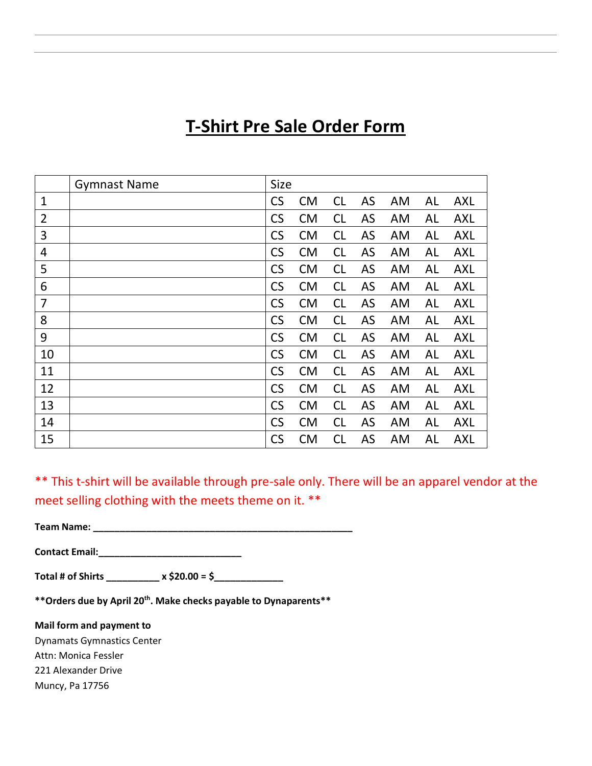# T-Shirt Pre Sale Order Form

| | Gymnast Name | Size | | | | | | |
|---|---|---|---|---|---|---|---|---|
| 1 | | CS | CM | CL | AS | AM | AL | AXL |
| 2 | | CS | CM | CL | AS | AM | AL | AXL |
| 3 | | CS | CM | CL | AS | AM | AL | AXL |
| 4 | | CS | CM | CL | AS | AM | AL | AXL |
| 5 | | CS | CM | CL | AS | AM | AL | AXL |
| 6 | | CS | CM | CL | AS | AM | AL | AXL |
| 7 | | CS | CM | CL | AS | AM | AL | AXL |
| 8 | | CS | CM | CL | AS | AM | AL | AXL |
| 9 | | CS | CM | CL | AS | AM | AL | AXL |
| 10 | | CS | CM | CL | AS | AM | AL | AXL |
| 11 | | CS | CM | CL | AS | AM | AL | AXL |
| 12 | | CS | CM | CL | AS | AM | AL | AXL |
| 13 | | CS | CM | CL | AS | AM | AL | AXL |
| 14 | | CS | CM | CL | AS | AM | AL | AXL |
| 15 | | CS | CM | CL | AS | AM | AL | AXL |

** This t-shirt will be available through pre-sale only. There will be an apparel vendor at the meet selling clothing with the meets theme on it. **

**Team Name: ___________________________________________________**

**Contact Email:___________________________**

**Total # of Shirts __________ x $20.00 = $_____________**

****Orders due by April 20th. Make checks payable to Dynaparents****

**Mail form and payment to**

Dynamats Gymnastics Center
Attn: Monica Fessler
221 Alexander Drive
Muncy, Pa 17756